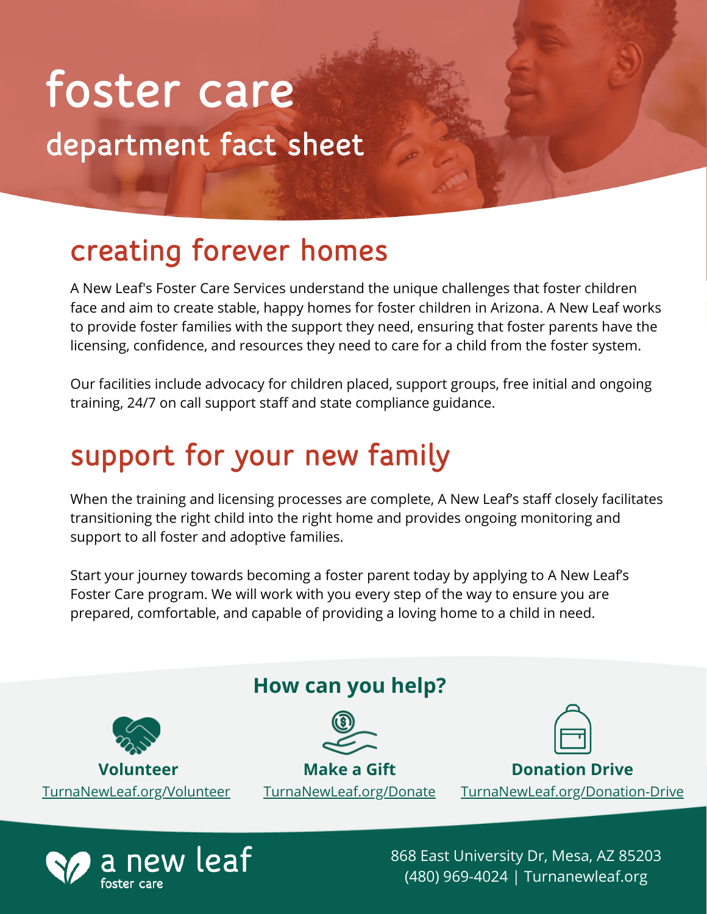# foster care

## department fact sheet

## creating forever homes

A New Leaf's Foster Care Services understand the unique challenges that foster children face and aim to create stable, happy homes for foster children in Arizona. A New Leaf works to provide foster families with the support they need, ensuring that foster parents have the licensing, confidence, and resources they need to care for a child from the foster system.

Our facilities include advocacy for children placed, support groups, free initial and ongoing training, 24/7 on call support staff and state compliance guidance.

## support for your new family

When the training and licensing processes are complete, A New Leaf's staff closely facilitates transitioning the right child into the right home and provides ongoing monitoring and support to all foster and adoptive families.

Start your journey towards becoming a foster parent today by applying to A New Leaf's Foster Care program. We will work with you every step of the way to ensure you are prepared, comfortable, and capable of providing a loving home to a child in need.

### How can you help?

**Volunteer**
TurnaNewLeaf.org/Volunteer

**Make a Gift**
TurnaNewLeaf.org/Donate

**Donation Drive**
TurnaNewLeaf.org/Donation-Drive

a new leaf
foster care

868 East University Dr, Mesa, AZ 85203
(480) 969-4024 | Turnanewleaf.org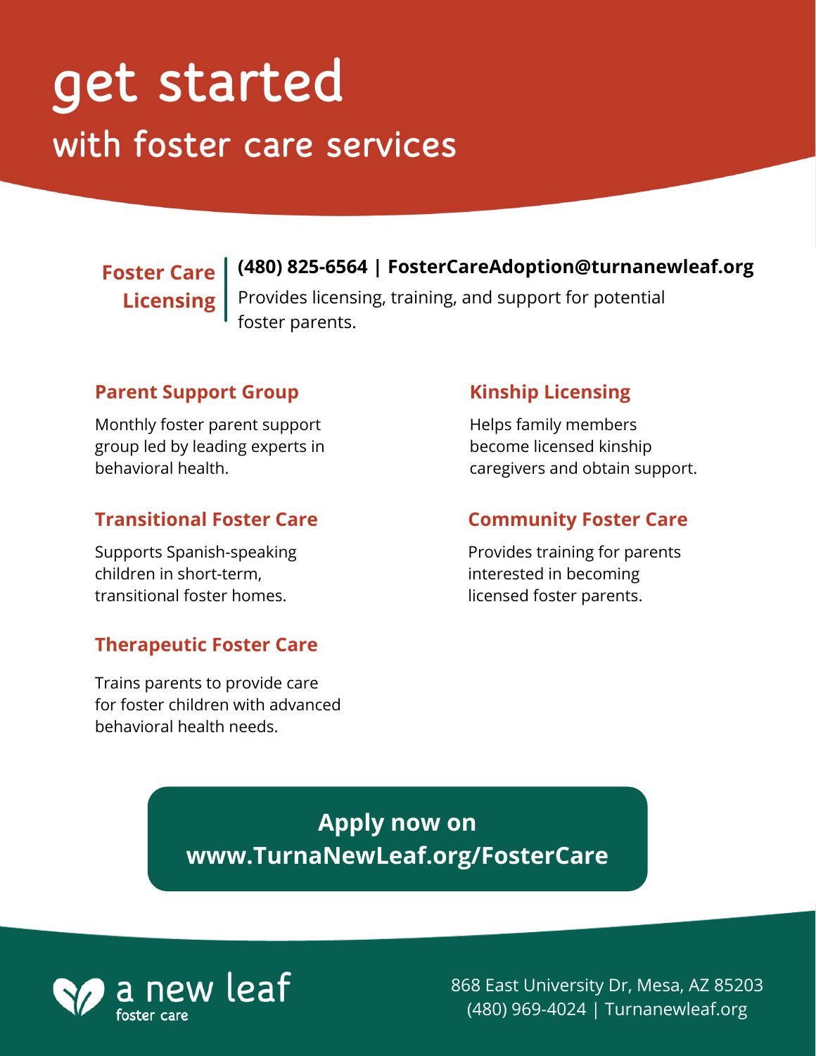# get started

## with foster care services

**Foster Care Licensing**

**(480) 825-6564 | FosterCareAdoption@turnanewleaf.org**

Provides licensing, training, and support for potential foster parents.

### Parent Support Group

Monthly foster parent support group led by leading experts in behavioral health.

### Transitional Foster Care

Supports Spanish-speaking children in short-term, transitional foster homes.

### Therapeutic Foster Care

Trains parents to provide care for foster children with advanced behavioral health needs.

### Kinship Licensing

Helps family members become licensed kinship caregivers and obtain support.

### Community Foster Care

Provides training for parents interested in becoming licensed foster parents.

**Apply now on www.TurnaNewLeaf.org/FosterCare**

a new leaf foster care

868 East University Dr, Mesa, AZ 85203
(480) 969-4024 | Turnanewleaf.org